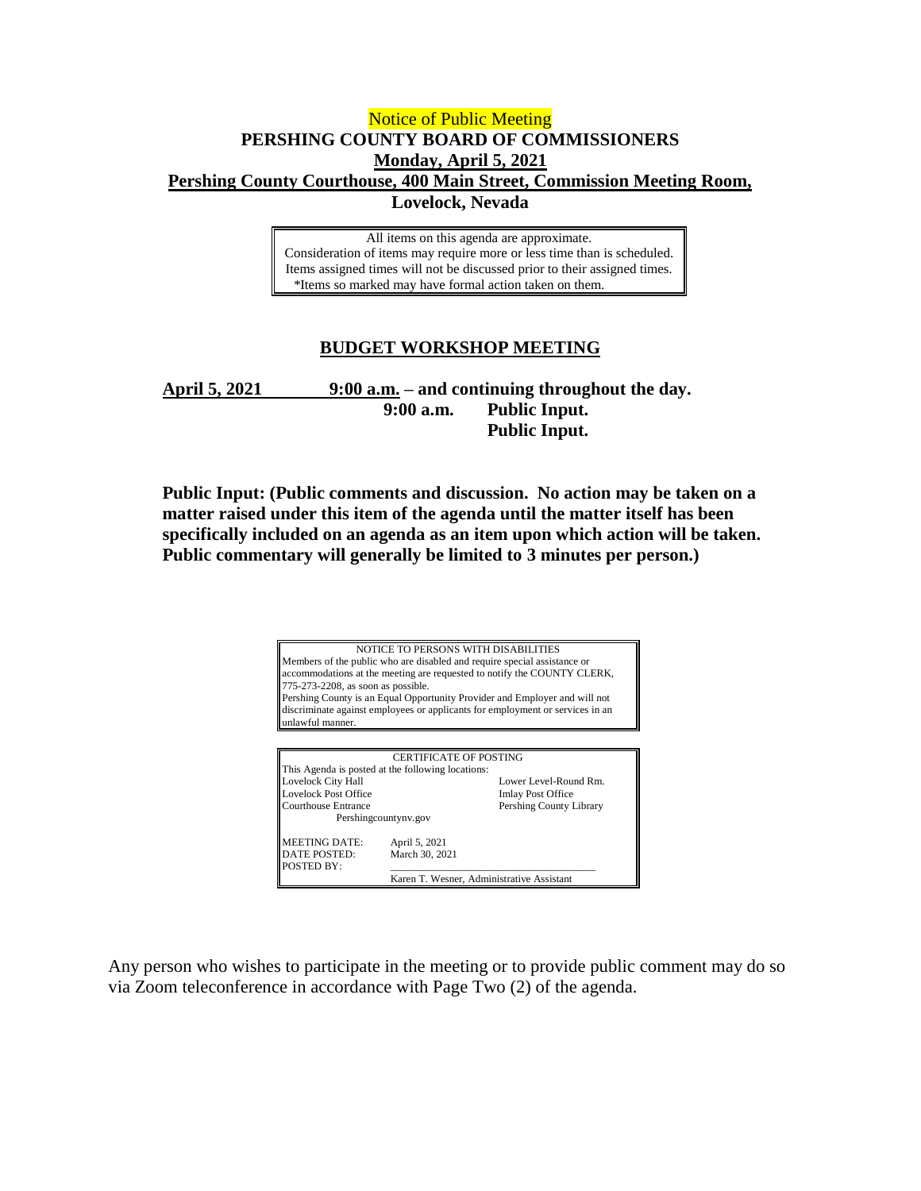Notice of Public Meeting

# PERSHING COUNTY BOARD OF COMMISSIONERS

**Monday, April 5, 2021**

**Pershing County Courthouse, 400 Main Street, Commission Meeting Room, Lovelock, Nevada**

> All items on this agenda are approximate.
> Consideration of items may require more or less time than is scheduled.
> Items assigned times will not be discussed prior to their assigned times.
> *Items so marked may have formal action taken on them.

## BUDGET WORKSHOP MEETING

**April 5, 2021** **9:00 a.m. – and continuing throughout the day.**

**9:00 a.m.** **Public Input.**

**Public Input.**

**Public Input: (Public comments and discussion. No action may be taken on a matter raised under this item of the agenda until the matter itself has been specifically included on an agenda as an item upon which action will be taken. Public commentary will generally be limited to 3 minutes per person.)**

> NOTICE TO PERSONS WITH DISABILITIES
> Members of the public who are disabled and require special assistance or accommodations at the meeting are requested to notify the COUNTY CLERK, 775-273-2208, as soon as possible.
> Pershing County is an Equal Opportunity Provider and Employer and will not discriminate against employees or applicants for employment or services in an unlawful manner.

CERTIFICATE OF POSTING

This Agenda is posted at the following locations:

| | |
|---|---|
| Lovelock City Hall | Lower Level-Round Rm. |
| Lovelock Post Office | Imlay Post Office |
| Courthouse Entrance | Pershing County Library |
| Pershingcountynv.gov | |

| | |
|---|---|
| MEETING DATE: | April 5, 2021 |
| DATE POSTED: | March 30, 2021 |
| POSTED BY: | Karen T. Wesner, Administrative Assistant |

Any person who wishes to participate in the meeting or to provide public comment may do so via Zoom teleconference in accordance with Page Two (2) of the agenda.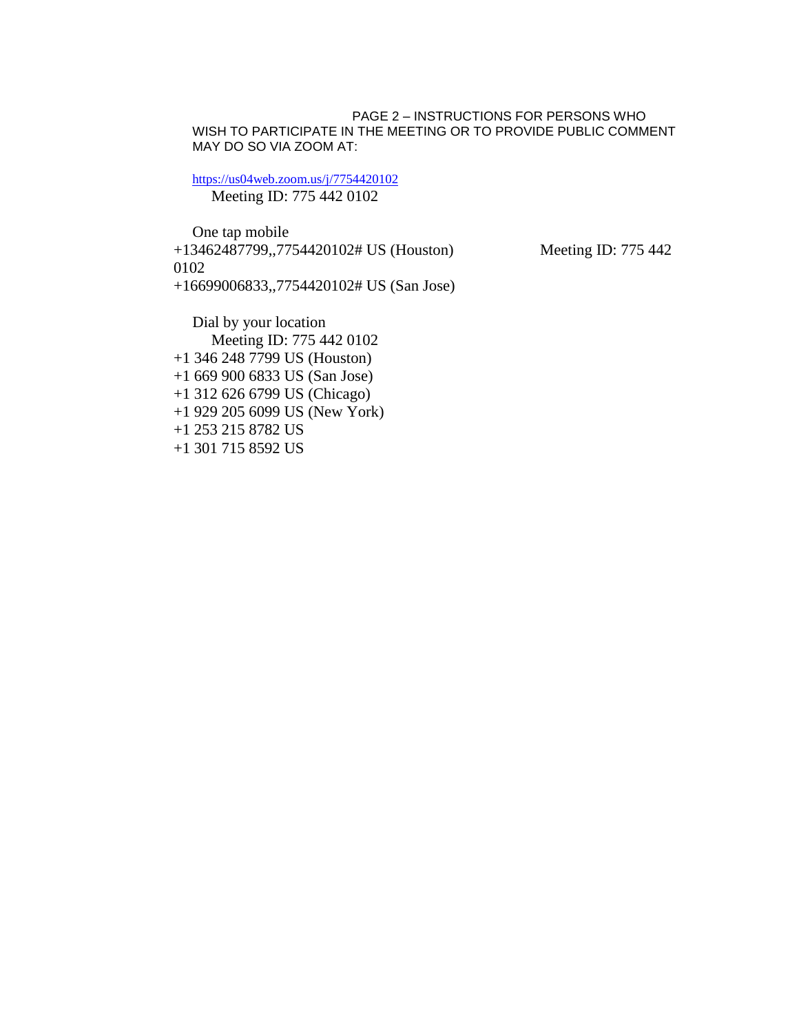PAGE 2 – INSTRUCTIONS FOR PERSONS WHO WISH TO PARTICIPATE IN THE MEETING OR TO PROVIDE PUBLIC COMMENT MAY DO SO VIA ZOOM AT:

https://us04web.zoom.us/j/7754420102

Meeting ID: 775 442 0102

One tap mobile

+13462487799,,7754420102# US (Houston) Meeting ID: 775 442 0102

+16699006833,,7754420102# US (San Jose)

Dial by your location

Meeting ID: 775 442 0102

+1 346 248 7799 US (Houston)

+1 669 900 6833 US (San Jose)

+1 312 626 6799 US (Chicago)

+1 929 205 6099 US (New York)

+1 253 215 8782 US

+1 301 715 8592 US